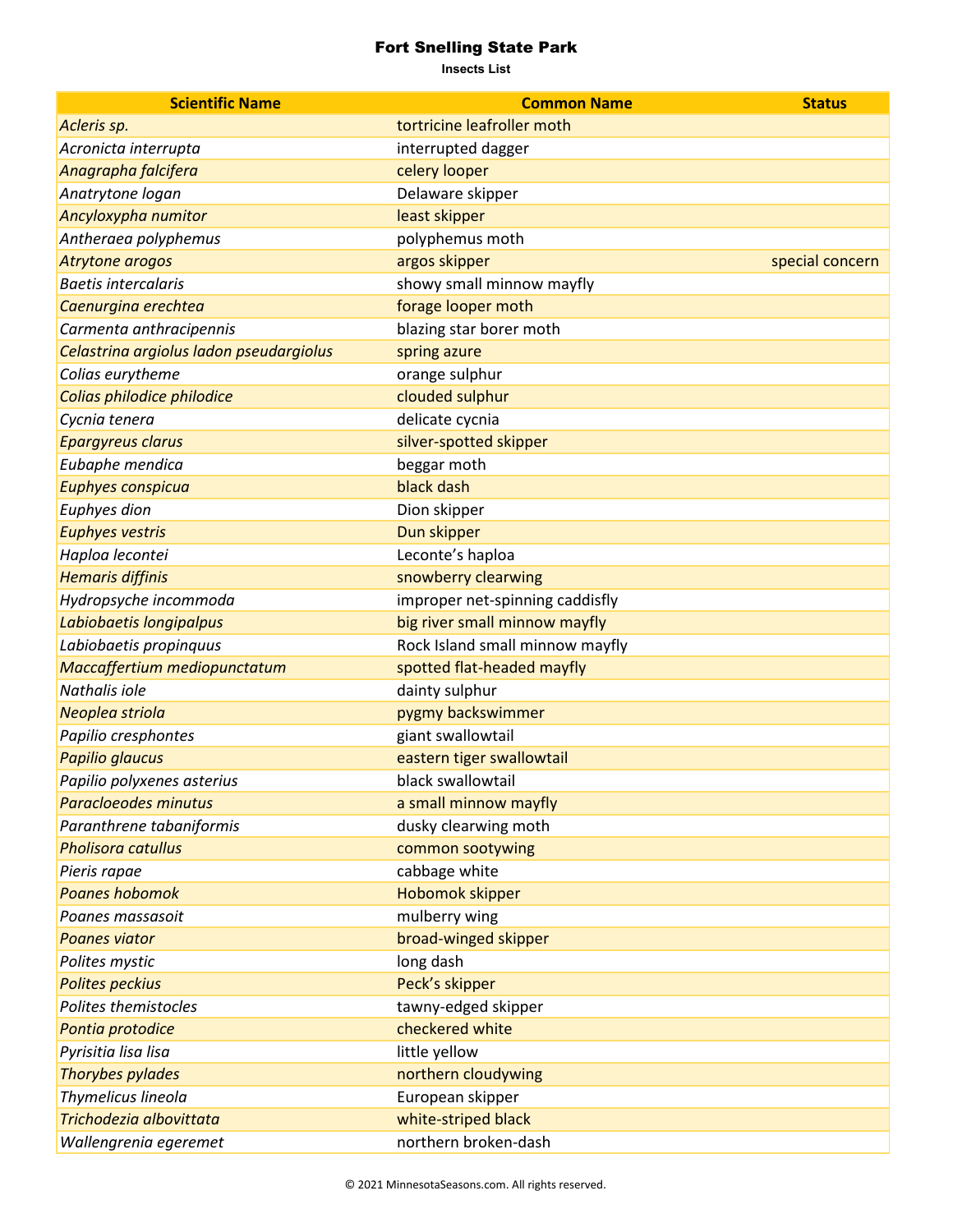# Fort Snelling State Park

**Insects List**

| Scientific Name | Common Name | Status |
|---|---|---|
| *Acleris sp.* | tortricine leafroller moth | |
| *Acronicta interrupta* | interrupted dagger | |
| *Anagrapha falcifera* | celery looper | |
| *Anatrytone logan* | Delaware skipper | |
| *Ancyloxypha numitor* | least skipper | |
| *Antheraea polyphemus* | polyphemus moth | |
| *Atrytone arogos* | argos skipper | special concern |
| *Baetis intercalaris* | showy small minnow mayfly | |
| *Caenurgina erechtea* | forage looper moth | |
| *Carmenta anthracipennis* | blazing star borer moth | |
| *Celastrina argiolus ladon pseudargiolus* | spring azure | |
| *Colias eurytheme* | orange sulphur | |
| *Colias philodice philodice* | clouded sulphur | |
| *Cycnia tenera* | delicate cycnia | |
| *Epargyreus clarus* | silver-spotted skipper | |
| *Eubaphe mendica* | beggar moth | |
| *Euphyes conspicua* | black dash | |
| *Euphyes dion* | Dion skipper | |
| *Euphyes vestris* | Dun skipper | |
| *Haploa lecontei* | Leconte's haploa | |
| *Hemaris diffinis* | snowberry clearwing | |
| *Hydropsyche incommoda* | improper net-spinning caddisfly | |
| *Labiobaetis longipalpus* | big river small minnow mayfly | |
| *Labiobaetis propinquus* | Rock Island small minnow mayfly | |
| *Maccaffertium mediopunctatum* | spotted flat-headed mayfly | |
| *Nathalis iole* | dainty sulphur | |
| *Neoplea striola* | pygmy backswimmer | |
| *Papilio cresphontes* | giant swallowtail | |
| *Papilio glaucus* | eastern tiger swallowtail | |
| *Papilio polyxenes asterius* | black swallowtail | |
| *Paracloeodes minutus* | a small minnow mayfly | |
| *Paranthrene tabaniformis* | dusky clearwing moth | |
| *Pholisora catullus* | common sootywing | |
| *Pieris rapae* | cabbage white | |
| *Poanes hobomok* | Hobomok skipper | |
| *Poanes massasoit* | mulberry wing | |
| *Poanes viator* | broad-winged skipper | |
| *Polites mystic* | long dash | |
| *Polites peckius* | Peck's skipper | |
| *Polites themistocles* | tawny-edged skipper | |
| *Pontia protodice* | checkered white | |
| *Pyrisitia lisa lisa* | little yellow | |
| *Thorybes pylades* | northern cloudywing | |
| *Thymelicus lineola* | European skipper | |
| *Trichodezia albovittata* | white-striped black | |
| *Wallengrenia egeremet* | northern broken-dash | |

© 2021 MinnesotaSeasons.com. All rights reserved.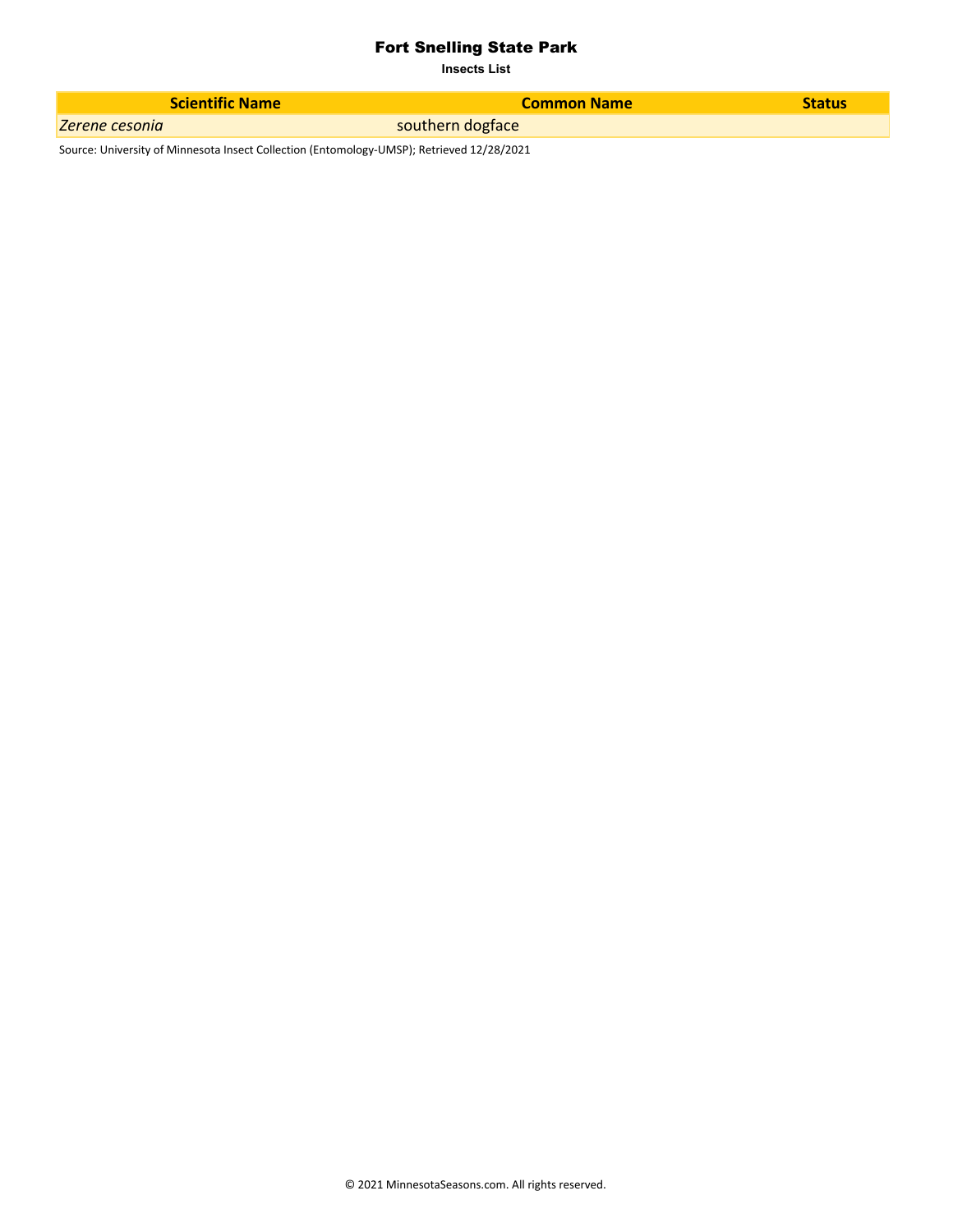# Fort Snelling State Park

**Insects List**

| Scientific Name | Common Name | Status |
|---|---|---|
| *Zerene cesonia* | southern dogface | |

Source: University of Minnesota Insect Collection (Entomology-UMSP); Retrieved 12/28/2021

© 2021 MinnesotaSeasons.com. All rights reserved.